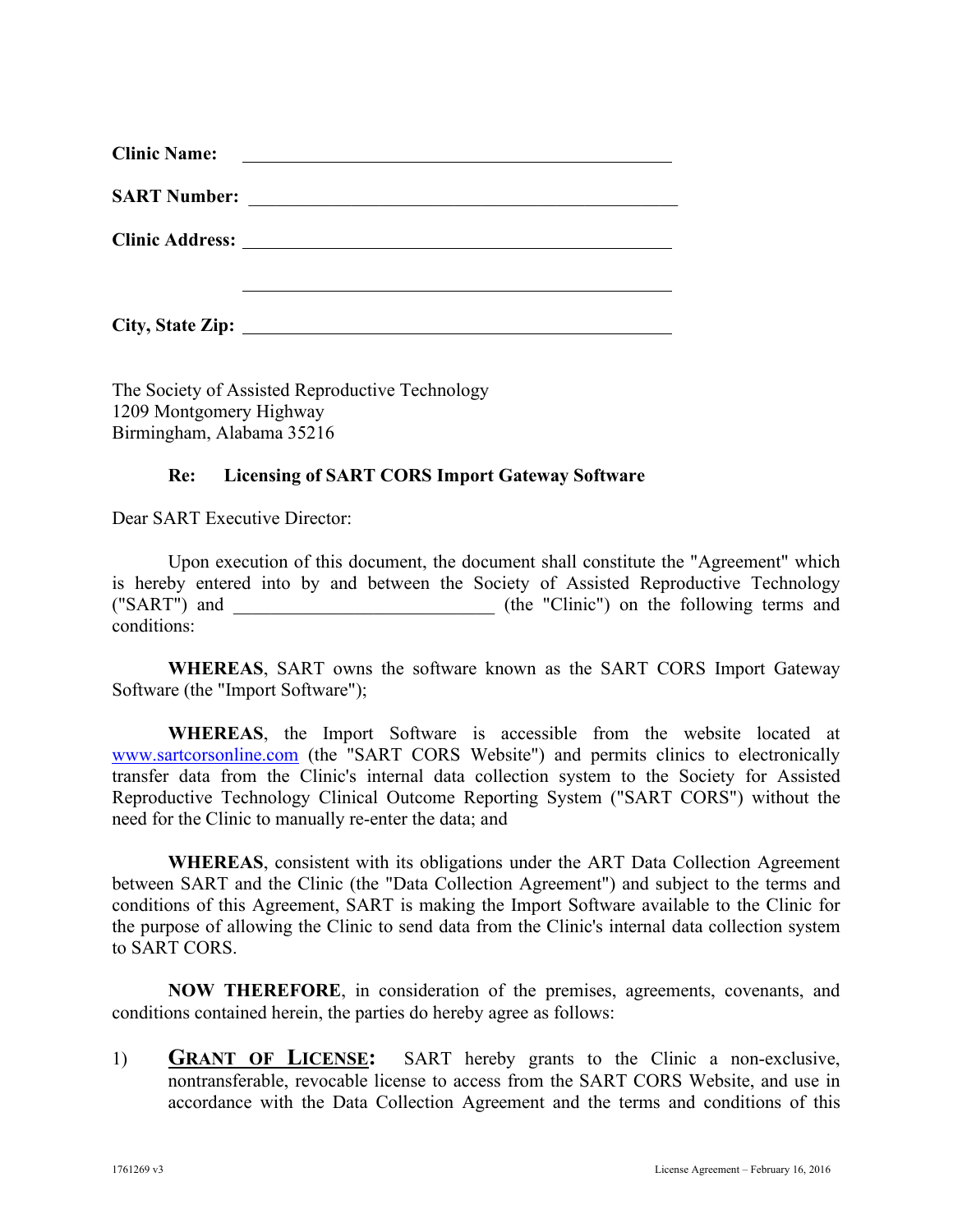**Clinic Name:** ______________________________

**SART Number:** ______________________________

**Clinic Address:** ______________________________

______________________________

**City, State Zip:** ______________________________

The Society of Assisted Reproductive Technology
1209 Montgomery Highway
Birmingham, Alabama 35216

**Re: Licensing of SART CORS Import Gateway Software**

Dear SART Executive Director:

Upon execution of this document, the document shall constitute the "Agreement" which is hereby entered into by and between the Society of Assisted Reproductive Technology ("SART") and ____________________________ (the "Clinic") on the following terms and conditions:

**WHEREAS**, SART owns the software known as the SART CORS Import Gateway Software (the "Import Software");

**WHEREAS**, the Import Software is accessible from the website located at www.sartcorsonline.com (the "SART CORS Website") and permits clinics to electronically transfer data from the Clinic's internal data collection system to the Society for Assisted Reproductive Technology Clinical Outcome Reporting System ("SART CORS") without the need for the Clinic to manually re-enter the data; and

**WHEREAS**, consistent with its obligations under the ART Data Collection Agreement between SART and the Clinic (the "Data Collection Agreement") and subject to the terms and conditions of this Agreement, SART is making the Import Software available to the Clinic for the purpose of allowing the Clinic to send data from the Clinic's internal data collection system to SART CORS.

**NOW THEREFORE**, in consideration of the premises, agreements, covenants, and conditions contained herein, the parties do hereby agree as follows:

1) **GRANT OF LICENSE:** SART hereby grants to the Clinic a non-exclusive, nontransferable, revocable license to access from the SART CORS Website, and use in accordance with the Data Collection Agreement and the terms and conditions of this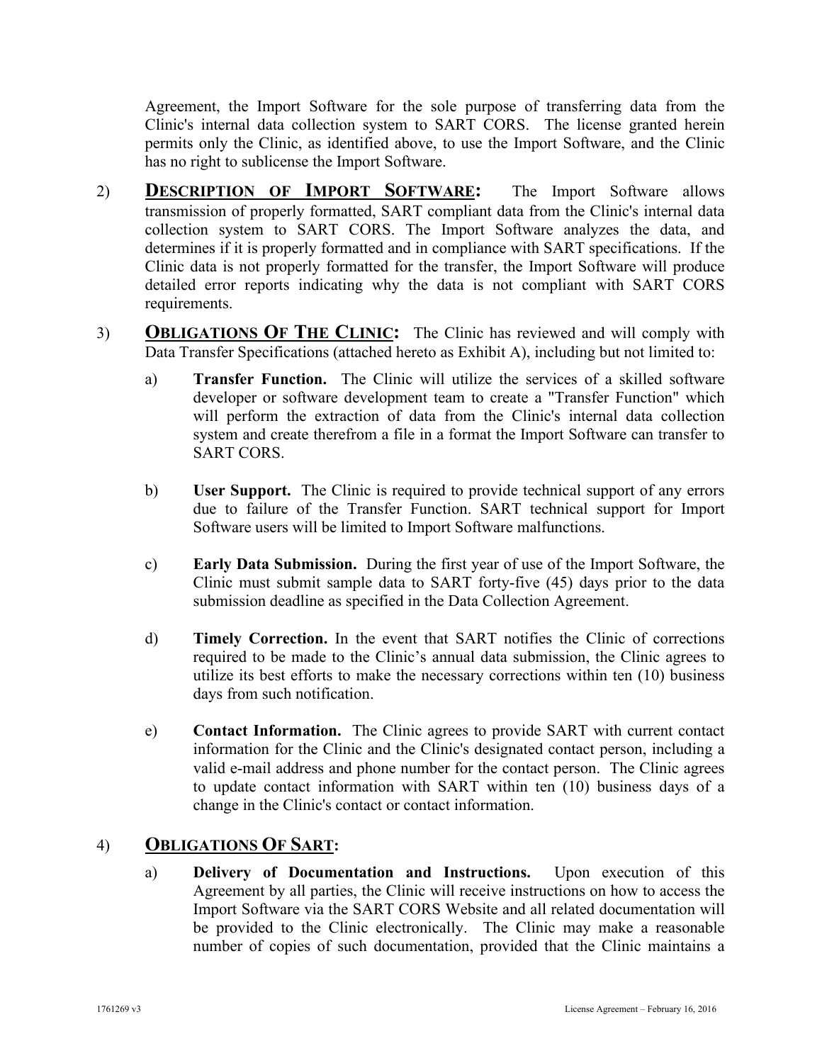Agreement, the Import Software for the sole purpose of transferring data from the Clinic's internal data collection system to SART CORS. The license granted herein permits only the Clinic, as identified above, to use the Import Software, and the Clinic has no right to sublicense the Import Software.

2) **DESCRIPTION OF IMPORT SOFTWARE:** The Import Software allows transmission of properly formatted, SART compliant data from the Clinic's internal data collection system to SART CORS. The Import Software analyzes the data, and determines if it is properly formatted and in compliance with SART specifications. If the Clinic data is not properly formatted for the transfer, the Import Software will produce detailed error reports indicating why the data is not compliant with SART CORS requirements.

3) **OBLIGATIONS OF THE CLINIC:** The Clinic has reviewed and will comply with Data Transfer Specifications (attached hereto as Exhibit A), including but not limited to:

   a) **Transfer Function.** The Clinic will utilize the services of a skilled software developer or software development team to create a "Transfer Function" which will perform the extraction of data from the Clinic's internal data collection system and create therefrom a file in a format the Import Software can transfer to SART CORS.

   b) **User Support.** The Clinic is required to provide technical support of any errors due to failure of the Transfer Function. SART technical support for Import Software users will be limited to Import Software malfunctions.

   c) **Early Data Submission.** During the first year of use of the Import Software, the Clinic must submit sample data to SART forty-five (45) days prior to the data submission deadline as specified in the Data Collection Agreement.

   d) **Timely Correction.** In the event that SART notifies the Clinic of corrections required to be made to the Clinic's annual data submission, the Clinic agrees to utilize its best efforts to make the necessary corrections within ten (10) business days from such notification.

   e) **Contact Information.** The Clinic agrees to provide SART with current contact information for the Clinic and the Clinic's designated contact person, including a valid e-mail address and phone number for the contact person. The Clinic agrees to update contact information with SART within ten (10) business days of a change in the Clinic's contact or contact information.

4) **OBLIGATIONS OF SART:**

   a) **Delivery of Documentation and Instructions.** Upon execution of this Agreement by all parties, the Clinic will receive instructions on how to access the Import Software via the SART CORS Website and all related documentation will be provided to the Clinic electronically. The Clinic may make a reasonable number of copies of such documentation, provided that the Clinic maintains a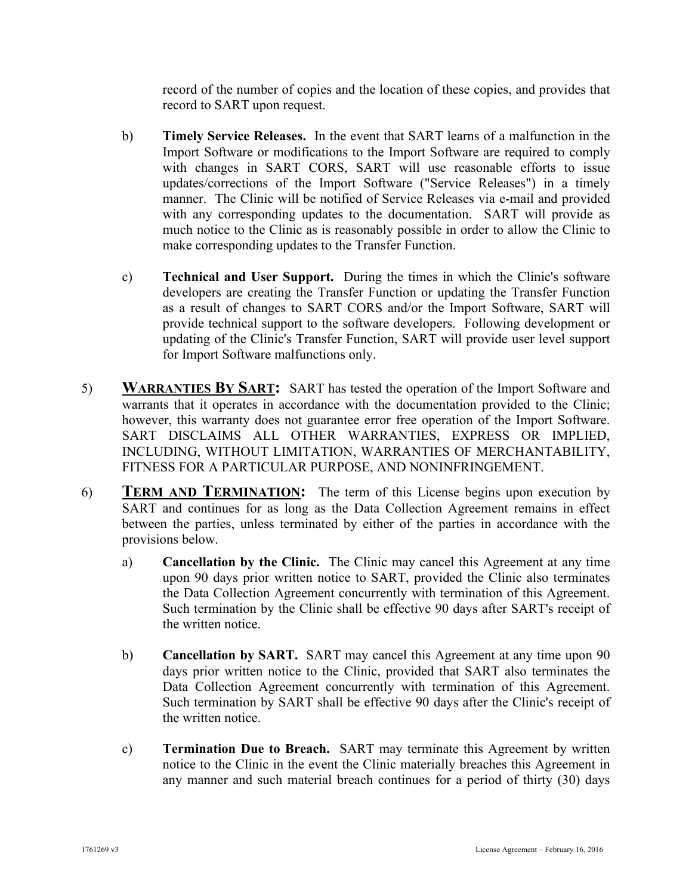record of the number of copies and the location of these copies, and provides that record to SART upon request.

b) **Timely Service Releases.** In the event that SART learns of a malfunction in the Import Software or modifications to the Import Software are required to comply with changes in SART CORS, SART will use reasonable efforts to issue updates/corrections of the Import Software ("Service Releases") in a timely manner. The Clinic will be notified of Service Releases via e-mail and provided with any corresponding updates to the documentation. SART will provide as much notice to the Clinic as is reasonably possible in order to allow the Clinic to make corresponding updates to the Transfer Function.

c) **Technical and User Support.** During the times in which the Clinic's software developers are creating the Transfer Function or updating the Transfer Function as a result of changes to SART CORS and/or the Import Software, SART will provide technical support to the software developers. Following development or updating of the Clinic's Transfer Function, SART will provide user level support for Import Software malfunctions only.

5) **WARRANTIES BY SART:** SART has tested the operation of the Import Software and warrants that it operates in accordance with the documentation provided to the Clinic; however, this warranty does not guarantee error free operation of the Import Software. SART DISCLAIMS ALL OTHER WARRANTIES, EXPRESS OR IMPLIED, INCLUDING, WITHOUT LIMITATION, WARRANTIES OF MERCHANTABILITY, FITNESS FOR A PARTICULAR PURPOSE, AND NONINFRINGEMENT.

6) **TERM AND TERMINATION:** The term of this License begins upon execution by SART and continues for as long as the Data Collection Agreement remains in effect between the parties, unless terminated by either of the parties in accordance with the provisions below.

a) **Cancellation by the Clinic.** The Clinic may cancel this Agreement at any time upon 90 days prior written notice to SART, provided the Clinic also terminates the Data Collection Agreement concurrently with termination of this Agreement. Such termination by the Clinic shall be effective 90 days after SART's receipt of the written notice.

b) **Cancellation by SART.** SART may cancel this Agreement at any time upon 90 days prior written notice to the Clinic, provided that SART also terminates the Data Collection Agreement concurrently with termination of this Agreement. Such termination by SART shall be effective 90 days after the Clinic's receipt of the written notice.

c) **Termination Due to Breach.** SART may terminate this Agreement by written notice to the Clinic in the event the Clinic materially breaches this Agreement in any manner and such material breach continues for a period of thirty (30) days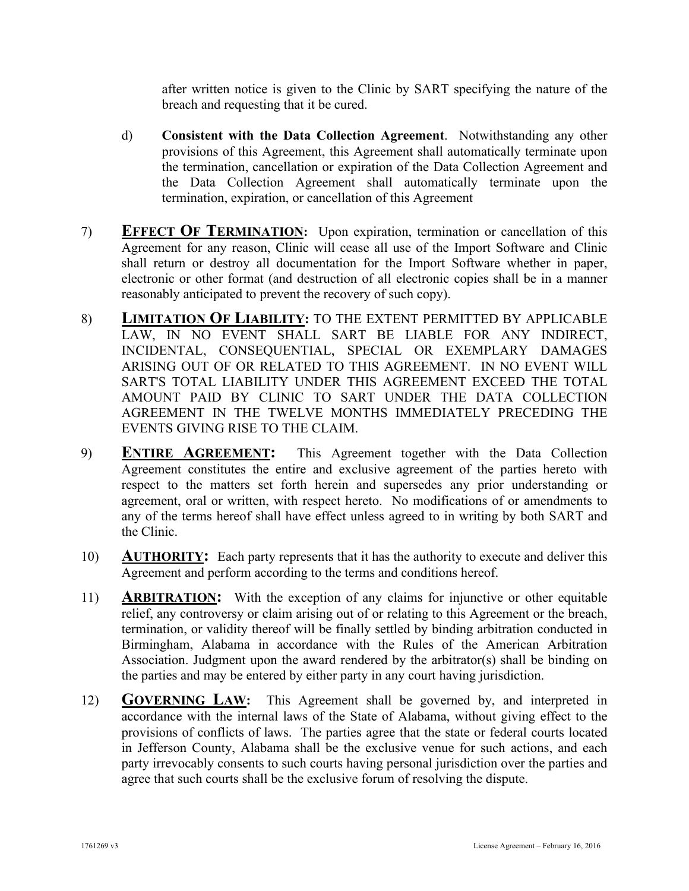after written notice is given to the Clinic by SART specifying the nature of the breach and requesting that it be cured.

d) **Consistent with the Data Collection Agreement**. Notwithstanding any other provisions of this Agreement, this Agreement shall automatically terminate upon the termination, cancellation or expiration of the Data Collection Agreement and the Data Collection Agreement shall automatically terminate upon the termination, expiration, or cancellation of this Agreement

7) **EFFECT OF TERMINATION:** Upon expiration, termination or cancellation of this Agreement for any reason, Clinic will cease all use of the Import Software and Clinic shall return or destroy all documentation for the Import Software whether in paper, electronic or other format (and destruction of all electronic copies shall be in a manner reasonably anticipated to prevent the recovery of such copy).

8) **LIMITATION OF LIABILITY:** TO THE EXTENT PERMITTED BY APPLICABLE LAW, IN NO EVENT SHALL SART BE LIABLE FOR ANY INDIRECT, INCIDENTAL, CONSEQUENTIAL, SPECIAL OR EXEMPLARY DAMAGES ARISING OUT OF OR RELATED TO THIS AGREEMENT. IN NO EVENT WILL SART'S TOTAL LIABILITY UNDER THIS AGREEMENT EXCEED THE TOTAL AMOUNT PAID BY CLINIC TO SART UNDER THE DATA COLLECTION AGREEMENT IN THE TWELVE MONTHS IMMEDIATELY PRECEDING THE EVENTS GIVING RISE TO THE CLAIM.

9) **ENTIRE AGREEMENT:** This Agreement together with the Data Collection Agreement constitutes the entire and exclusive agreement of the parties hereto with respect to the matters set forth herein and supersedes any prior understanding or agreement, oral or written, with respect hereto. No modifications of or amendments to any of the terms hereof shall have effect unless agreed to in writing by both SART and the Clinic.

10) **AUTHORITY:** Each party represents that it has the authority to execute and deliver this Agreement and perform according to the terms and conditions hereof.

11) **ARBITRATION:** With the exception of any claims for injunctive or other equitable relief, any controversy or claim arising out of or relating to this Agreement or the breach, termination, or validity thereof will be finally settled by binding arbitration conducted in Birmingham, Alabama in accordance with the Rules of the American Arbitration Association. Judgment upon the award rendered by the arbitrator(s) shall be binding on the parties and may be entered by either party in any court having jurisdiction.

12) **GOVERNING LAW:** This Agreement shall be governed by, and interpreted in accordance with the internal laws of the State of Alabama, without giving effect to the provisions of conflicts of laws. The parties agree that the state or federal courts located in Jefferson County, Alabama shall be the exclusive venue for such actions, and each party irrevocably consents to such courts having personal jurisdiction over the parties and agree that such courts shall be the exclusive forum of resolving the dispute.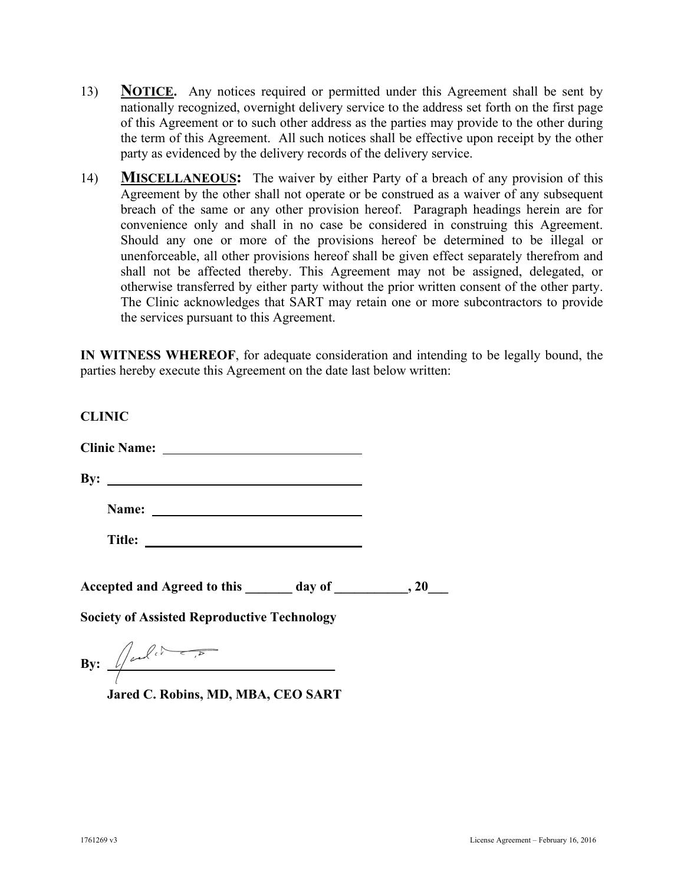13) **NOTICE.** Any notices required or permitted under this Agreement shall be sent by nationally recognized, overnight delivery service to the address set forth on the first page of this Agreement or to such other address as the parties may provide to the other during the term of this Agreement. All such notices shall be effective upon receipt by the other party as evidenced by the delivery records of the delivery service.

14) **MISCELLANEOUS:** The waiver by either Party of a breach of any provision of this Agreement by the other shall not operate or be construed as a waiver of any subsequent breach of the same or any other provision hereof. Paragraph headings herein are for convenience only and shall in no case be considered in construing this Agreement. Should any one or more of the provisions hereof be determined to be illegal or unenforceable, all other provisions hereof shall be given effect separately therefrom and shall not be affected thereby. This Agreement may not be assigned, delegated, or otherwise transferred by either party without the prior written consent of the other party. The Clinic acknowledges that SART may retain one or more subcontractors to provide the services pursuant to this Agreement.

**IN WITNESS WHEREOF**, for adequate consideration and intending to be legally bound, the parties hereby execute this Agreement on the date last below written:

**CLINIC**

**Clinic Name:** ______________________________

**By:** ______________________________

**Name:** ______________________________

**Title:** ______________________________

**Accepted and Agreed to this _______ day of ___________, 20___**

**Society of Assisted Reproductive Technology**

**By:** ______________________________

**Jared C. Robins, MD, MBA, CEO SART**